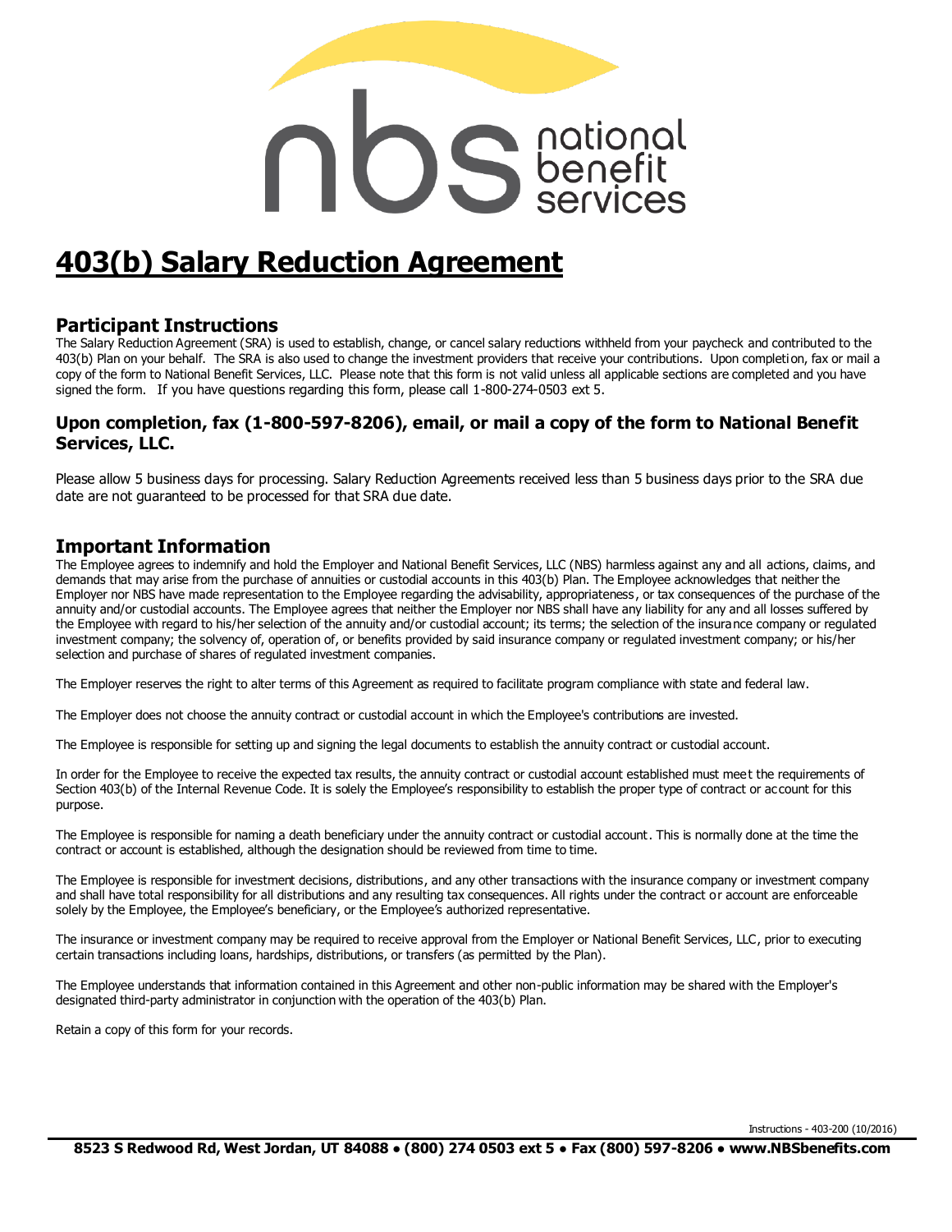# 403(b) Salary Reduction Agreement

## Participant Instructions

The Salary Reduction Agreement (SRA) is used to establish, change, or cancel salary reductions withheld from your paycheck and contributed to the 403(b) Plan on your behalf. The SRA is also used to change the investment providers that receive your contributions. Upon completion, fax or mail a copy of the form to National Benefit Services, LLC. Please note that this form is not valid unless all applicable sections are completed and you have signed the form. If you have questions regarding this form, please call 1-800-274-0503 ext 5.

### Upon completion, fax (1-800-597-8206), email, or mail a copy of the form to National Benefit Services, LLC.

Please allow 5 business days for processing. Salary Reduction Agreements received less than 5 business days prior to the SRA due date are not guaranteed to be processed for that SRA due date.

## Important Information

The Employee agrees to indemnify and hold the Employer and National Benefit Services, LLC (NBS) harmless against any and all actions, claims, and demands that may arise from the purchase of annuities or custodial accounts in this 403(b) Plan. The Employee acknowledges that neither the Employer nor NBS have made representation to the Employee regarding the advisability, appropriateness, or tax consequences of the purchase of the annuity and/or custodial accounts. The Employee agrees that neither the Employer nor NBS shall have any liability for any and all losses suffered by the Employee with regard to his/her selection of the annuity and/or custodial account; its terms; the selection of the insurance company or regulated investment company; the solvency of, operation of, or benefits provided by said insurance company or regulated investment company; or his/her selection and purchase of shares of regulated investment companies.

The Employer reserves the right to alter terms of this Agreement as required to facilitate program compliance with state and federal law.

The Employer does not choose the annuity contract or custodial account in which the Employee's contributions are invested.

The Employee is responsible for setting up and signing the legal documents to establish the annuity contract or custodial account.

In order for the Employee to receive the expected tax results, the annuity contract or custodial account established must meet the requirements of Section 403(b) of the Internal Revenue Code. It is solely the Employee's responsibility to establish the proper type of contract or account for this purpose.

The Employee is responsible for naming a death beneficiary under the annuity contract or custodial account. This is normally done at the time the contract or account is established, although the designation should be reviewed from time to time.

The Employee is responsible for investment decisions, distributions, and any other transactions with the insurance company or investment company and shall have total responsibility for all distributions and any resulting tax consequences. All rights under the contract or account are enforceable solely by the Employee, the Employee's beneficiary, or the Employee's authorized representative.

The insurance or investment company may be required to receive approval from the Employer or National Benefit Services, LLC, prior to executing certain transactions including loans, hardships, distributions, or transfers (as permitted by the Plan).

The Employee understands that information contained in this Agreement and other non-public information may be shared with the Employer's designated third-party administrator in conjunction with the operation of the 403(b) Plan.

Retain a copy of this form for your records.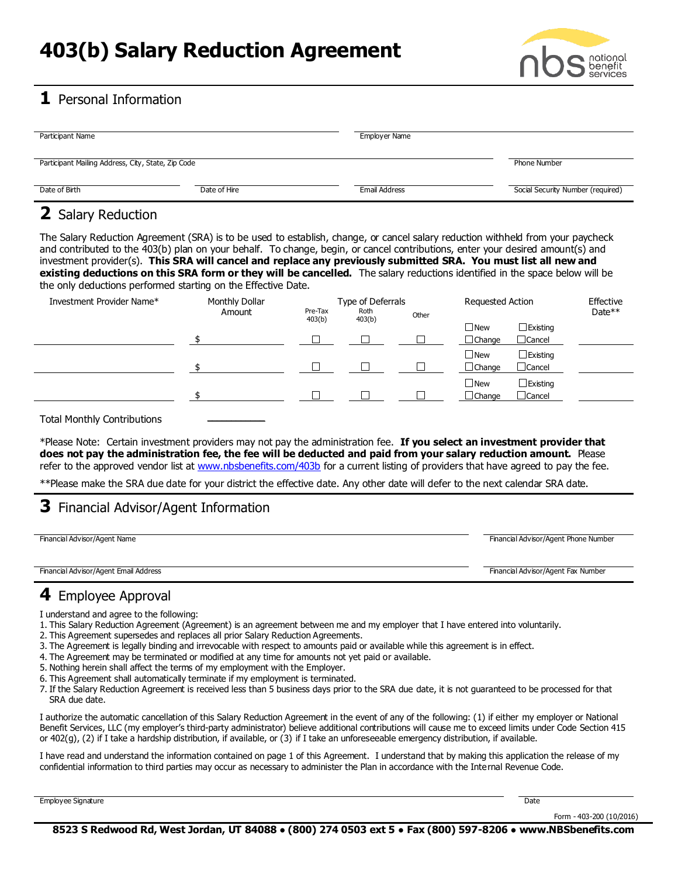# 403(b) Salary Reduction Agreement

nbs national benefit services

## 1 Personal Information

Participant Name

Employer Name

Participant Mailing Address, City, State, Zip Code

Phone Number

Date of Birth

Date of Hire

Email Address

Social Security Number (required)

## 2 Salary Reduction

The Salary Reduction Agreement (SRA) is to be used to establish, change, or cancel salary reduction withheld from your paycheck and contributed to the 403(b) plan on your behalf. To change, begin, or cancel contributions, enter your desired amount(s) and investment provider(s). **This SRA will cancel and replace any previously submitted SRA. You must list all new and existing deductions on this SRA form or they will be cancelled.** The salary reductions identified in the space below will be the only deductions performed starting on the Effective Date.

| Investment Provider Name* | Monthly Dollar Amount | Type of Deferrals | | | Requested Action | Effective Date** |
|---|---|---|---|---|---|---|
| | | Pre-Tax 403(b) | Roth 403(b) | Other | | |
| | $ | ☐ | ☐ | ☐ | ☐New ☐Existing ☐Change ☐Cancel | |
| | $ | ☐ | ☐ | ☐ | ☐New ☐Existing ☐Change ☐Cancel | |
| | $ | ☐ | ☐ | ☐ | ☐New ☐Existing ☐Change ☐Cancel | |

Total Monthly Contributions ____________

*Please Note: Certain investment providers may not pay the administration fee. **If you select an investment provider that does not pay the administration fee, the fee will be deducted and paid from your salary reduction amount.** Please refer to the approved vendor list at www.nbsbenefits.com/403b for a current listing of providers that have agreed to pay the fee.

**Please make the SRA due date for your district the effective date. Any other date will defer to the next calendar SRA date.

## 3 Financial Advisor/Agent Information

Financial Advisor/Agent Name

Financial Advisor/Agent Phone Number

Financial Advisor/Agent Email Address

Financial Advisor/Agent Fax Number

## 4 Employee Approval

I understand and agree to the following:

1. This Salary Reduction Agreement (Agreement) is an agreement between me and my employer that I have entered into voluntarily.
2. This Agreement supersedes and replaces all prior Salary Reduction Agreements.
3. The Agreement is legally binding and irrevocable with respect to amounts paid or available while this agreement is in effect.
4. The Agreement may be terminated or modified at any time for amounts not yet paid or available.
5. Nothing herein shall affect the terms of my employment with the Employer.
6. This Agreement shall automatically terminate if my employment is terminated.
7. If the Salary Reduction Agreement is received less than 5 business days prior to the SRA due date, it is not guaranteed to be processed for that SRA due date.

I authorize the automatic cancellation of this Salary Reduction Agreement in the event of any of the following: (1) if either my employer or National Benefit Services, LLC (my employer's third-party administrator) believe additional contributions will cause me to exceed limits under Code Section 415 or 402(g), (2) if I take a hardship distribution, if available, or (3) if I take an unforeseeable emergency distribution, if available.

I have read and understand the information contained on page 1 of this Agreement. I understand that by making this application the release of my confidential information to third parties may occur as necessary to administer the Plan in accordance with the Internal Revenue Code.

Employee Signature

Date

Form - 403-200 (10/2016)

**8523 S Redwood Rd, West Jordan, UT 84088 • (800) 274 0503 ext 5 • Fax (800) 597-8206 • www.NBSbenefits.com**